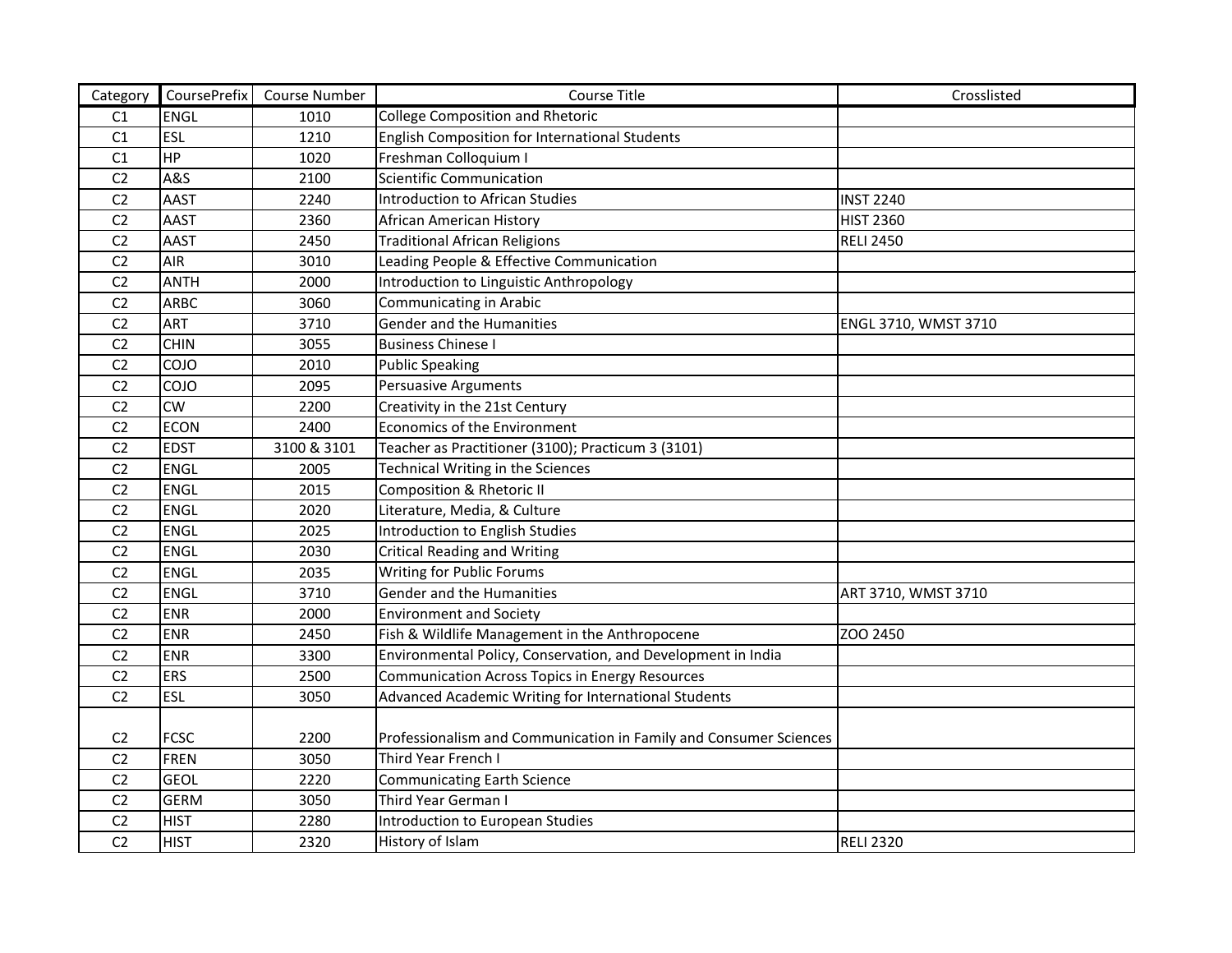| Category | CoursePrefix | Course Number | Course Title | Crosslisted |
|---|---|---|---|---|
| C1 | ENGL | 1010 | College Composition and Rhetoric | |
| C1 | ESL | 1210 | English Composition for International Students | |
| C1 | HP | 1020 | Freshman Colloquium I | |
| C2 | A&S | 2100 | Scientific Communication | |
| C2 | AAST | 2240 | Introduction to African Studies | INST 2240 |
| C2 | AAST | 2360 | African American History | HIST 2360 |
| C2 | AAST | 2450 | Traditional African Religions | RELI 2450 |
| C2 | AIR | 3010 | Leading People & Effective Communication | |
| C2 | ANTH | 2000 | Introduction to Linguistic Anthropology | |
| C2 | ARBC | 3060 | Communicating in Arabic | |
| C2 | ART | 3710 | Gender and the Humanities | ENGL 3710, WMST 3710 |
| C2 | CHIN | 3055 | Business Chinese I | |
| C2 | COJO | 2010 | Public Speaking | |
| C2 | COJO | 2095 | Persuasive Arguments | |
| C2 | CW | 2200 | Creativity in the 21st Century | |
| C2 | ECON | 2400 | Economics of the Environment | |
| C2 | EDST | 3100 & 3101 | Teacher as Practitioner (3100); Practicum 3 (3101) | |
| C2 | ENGL | 2005 | Technical Writing in the Sciences | |
| C2 | ENGL | 2015 | Composition & Rhetoric II | |
| C2 | ENGL | 2020 | Literature, Media, & Culture | |
| C2 | ENGL | 2025 | Introduction to English Studies | |
| C2 | ENGL | 2030 | Critical Reading and Writing | |
| C2 | ENGL | 2035 | Writing for Public Forums | |
| C2 | ENGL | 3710 | Gender and the Humanities | ART 3710, WMST 3710 |
| C2 | ENR | 2000 | Environment and Society | |
| C2 | ENR | 2450 | Fish & Wildlife Management in the Anthropocene | ZOO 2450 |
| C2 | ENR | 3300 | Environmental Policy, Conservation, and Development in India | |
| C2 | ERS | 2500 | Communication Across Topics in Energy Resources | |
| C2 | ESL | 3050 | Advanced Academic Writing for International Students | |
| C2 | FCSC | 2200 | Professionalism and Communication in Family and Consumer Sciences | |
| C2 | FREN | 3050 | Third Year French I | |
| C2 | GEOL | 2220 | Communicating Earth Science | |
| C2 | GERM | 3050 | Third Year German I | |
| C2 | HIST | 2280 | Introduction to European Studies | |
| C2 | HIST | 2320 | History of Islam | RELI 2320 |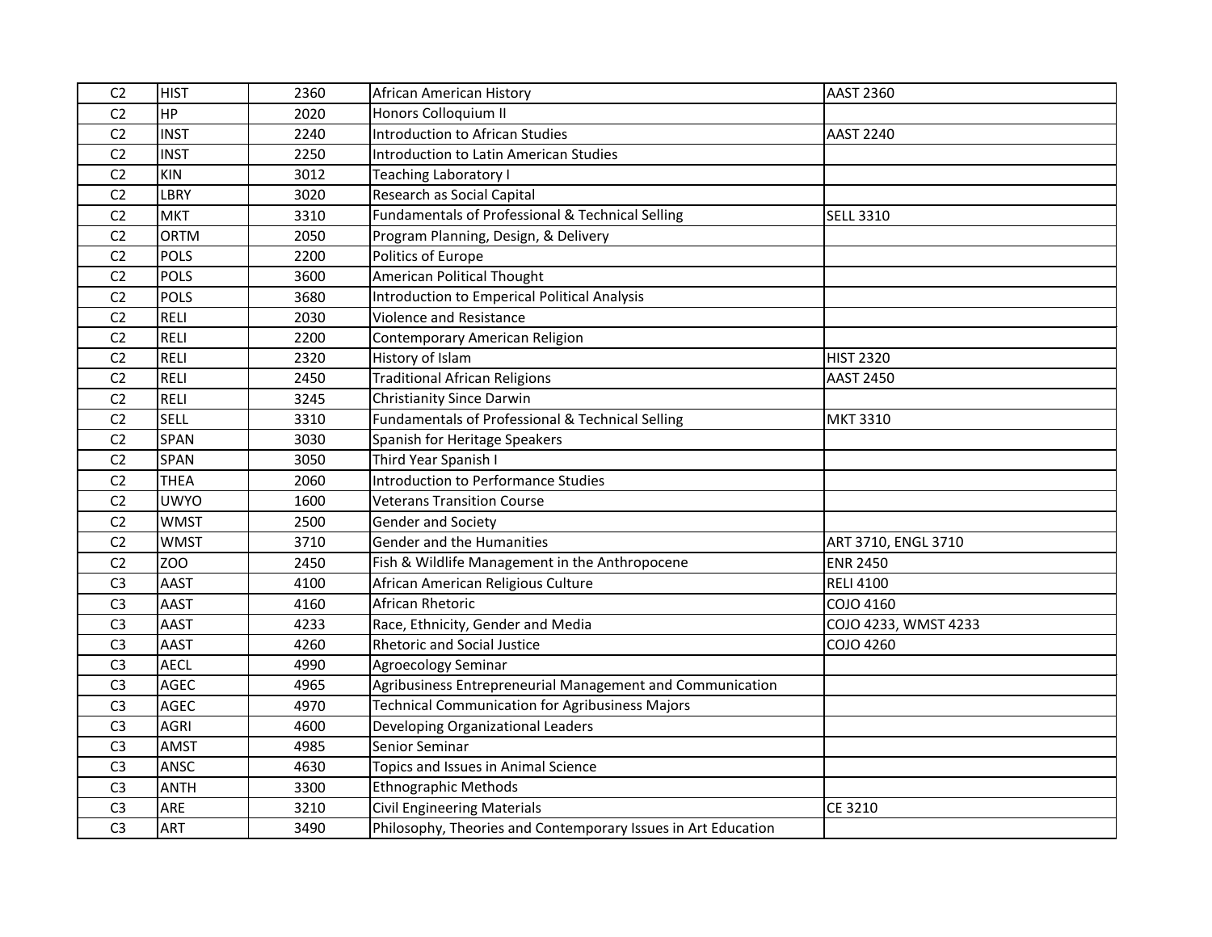| C2 | HIST | 2360 | African American History | AAST 2360 |
|---|---|---|---|---|
| C2 | HP | 2020 | Honors Colloquium II | |
| C2 | INST | 2240 | Introduction to African Studies | AAST 2240 |
| C2 | INST | 2250 | Introduction to Latin American Studies | |
| C2 | KIN | 3012 | Teaching Laboratory I | |
| C2 | LBRY | 3020 | Research as Social Capital | |
| C2 | MKT | 3310 | Fundamentals of Professional & Technical Selling | SELL 3310 |
| C2 | ORTM | 2050 | Program Planning, Design, & Delivery | |
| C2 | POLS | 2200 | Politics of Europe | |
| C2 | POLS | 3600 | American Political Thought | |
| C2 | POLS | 3680 | Introduction to Emperical Political Analysis | |
| C2 | RELI | 2030 | Violence and Resistance | |
| C2 | RELI | 2200 | Contemporary American Religion | |
| C2 | RELI | 2320 | History of Islam | HIST 2320 |
| C2 | RELI | 2450 | Traditional African Religions | AAST 2450 |
| C2 | RELI | 3245 | Christianity Since Darwin | |
| C2 | SELL | 3310 | Fundamentals of Professional & Technical Selling | MKT 3310 |
| C2 | SPAN | 3030 | Spanish for Heritage Speakers | |
| C2 | SPAN | 3050 | Third Year Spanish I | |
| C2 | THEA | 2060 | Introduction to Performance Studies | |
| C2 | UWYO | 1600 | Veterans Transition Course | |
| C2 | WMST | 2500 | Gender and Society | |
| C2 | WMST | 3710 | Gender and the Humanities | ART 3710, ENGL 3710 |
| C2 | ZOO | 2450 | Fish & Wildlife Management in the Anthropocene | ENR 2450 |
| C3 | AAST | 4100 | African American Religious Culture | RELI 4100 |
| C3 | AAST | 4160 | African Rhetoric | COJO 4160 |
| C3 | AAST | 4233 | Race, Ethnicity, Gender and Media | COJO 4233, WMST 4233 |
| C3 | AAST | 4260 | Rhetoric and Social Justice | COJO 4260 |
| C3 | AECL | 4990 | Agroecology Seminar | |
| C3 | AGEC | 4965 | Agribusiness Entrepreneurial Management and Communication | |
| C3 | AGEC | 4970 | Technical Communication for Agribusiness Majors | |
| C3 | AGRI | 4600 | Developing Organizational Leaders | |
| C3 | AMST | 4985 | Senior Seminar | |
| C3 | ANSC | 4630 | Topics and Issues in Animal Science | |
| C3 | ANTH | 3300 | Ethnographic Methods | |
| C3 | ARE | 3210 | Civil Engineering Materials | CE 3210 |
| C3 | ART | 3490 | Philosophy, Theories and Contemporary Issues in Art Education | |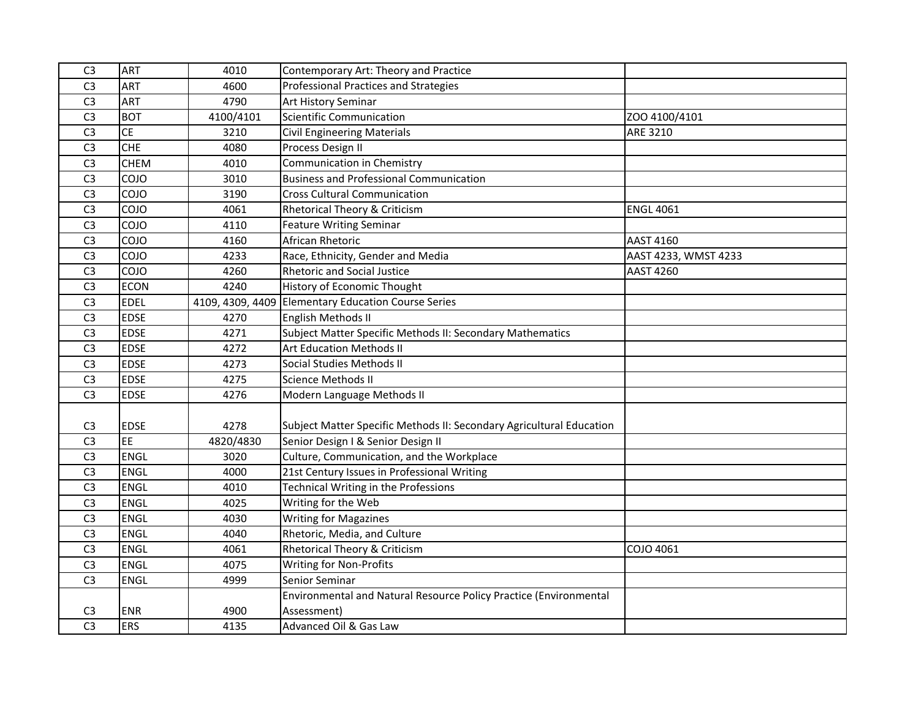| | | | | |
|---|---|---|---|---|
| C3 | ART | 4010 | Contemporary Art: Theory and Practice | |
| C3 | ART | 4600 | Professional Practices and Strategies | |
| C3 | ART | 4790 | Art History Seminar | |
| C3 | BOT | 4100/4101 | Scientific Communication | ZOO 4100/4101 |
| C3 | CE | 3210 | Civil Engineering Materials | ARE 3210 |
| C3 | CHE | 4080 | Process Design II | |
| C3 | CHEM | 4010 | Communication in Chemistry | |
| C3 | COJO | 3010 | Business and Professional Communication | |
| C3 | COJO | 3190 | Cross Cultural Communication | |
| C3 | COJO | 4061 | Rhetorical Theory & Criticism | ENGL 4061 |
| C3 | COJO | 4110 | Feature Writing Seminar | |
| C3 | COJO | 4160 | African Rhetoric | AAST 4160 |
| C3 | COJO | 4233 | Race, Ethnicity, Gender and Media | AAST 4233, WMST 4233 |
| C3 | COJO | 4260 | Rhetoric and Social Justice | AAST 4260 |
| C3 | ECON | 4240 | History of Economic Thought | |
| C3 | EDEL | 4109, 4309, 4409 | Elementary Education Course Series | |
| C3 | EDSE | 4270 | English Methods II | |
| C3 | EDSE | 4271 | Subject Matter Specific Methods II: Secondary Mathematics | |
| C3 | EDSE | 4272 | Art Education Methods II | |
| C3 | EDSE | 4273 | Social Studies Methods II | |
| C3 | EDSE | 4275 | Science Methods II | |
| C3 | EDSE | 4276 | Modern Language Methods II | |
| C3 | EDSE | 4278 | Subject Matter Specific Methods II: Secondary Agricultural Education | |
| C3 | EE | 4820/4830 | Senior Design I & Senior Design II | |
| C3 | ENGL | 3020 | Culture, Communication, and the Workplace | |
| C3 | ENGL | 4000 | 21st Century Issues in Professional Writing | |
| C3 | ENGL | 4010 | Technical Writing in the Professions | |
| C3 | ENGL | 4025 | Writing for the Web | |
| C3 | ENGL | 4030 | Writing for Magazines | |
| C3 | ENGL | 4040 | Rhetoric, Media, and Culture | |
| C3 | ENGL | 4061 | Rhetorical Theory & Criticism | COJO 4061 |
| C3 | ENGL | 4075 | Writing for Non-Profits | |
| C3 | ENGL | 4999 | Senior Seminar | |
| C3 | ENR | 4900 | Environmental and Natural Resource Policy Practice (Environmental Assessment) | |
| C3 | ERS | 4135 | Advanced Oil & Gas Law | |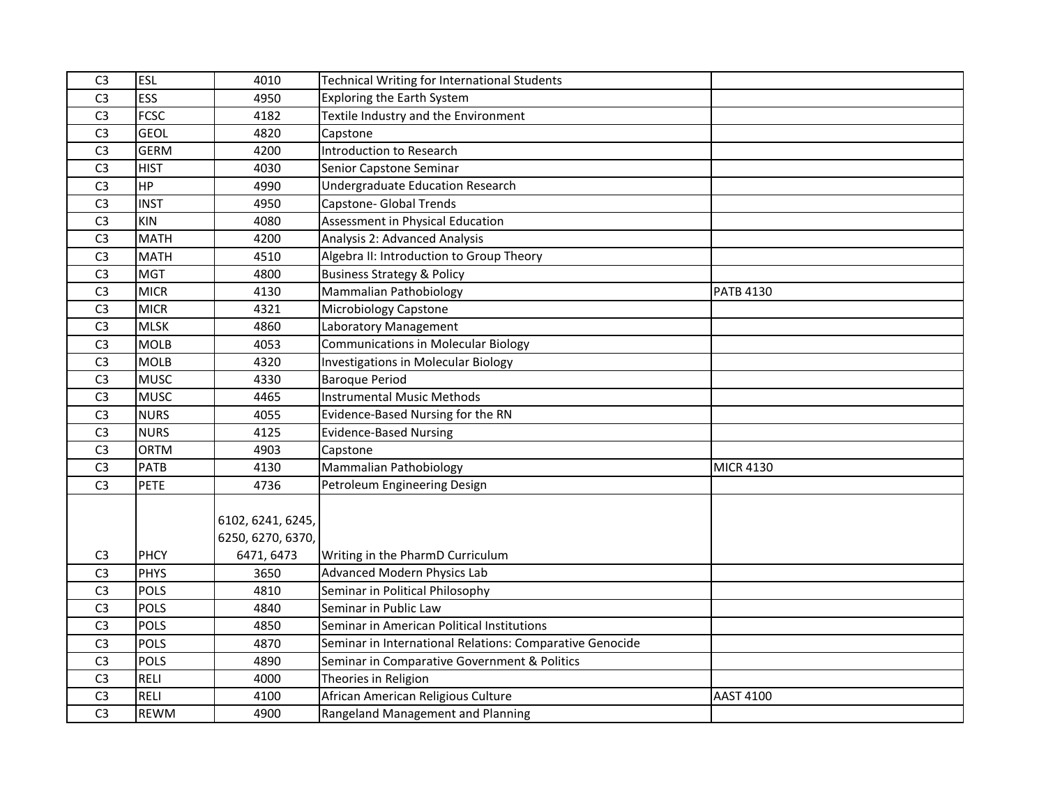| | | | | |
|---|---|---|---|---|
| C3 | ESL | 4010 | Technical Writing for International Students | |
| C3 | ESS | 4950 | Exploring the Earth System | |
| C3 | FCSC | 4182 | Textile Industry and the Environment | |
| C3 | GEOL | 4820 | Capstone | |
| C3 | GERM | 4200 | Introduction to Research | |
| C3 | HIST | 4030 | Senior Capstone Seminar | |
| C3 | HP | 4990 | Undergraduate Education Research | |
| C3 | INST | 4950 | Capstone- Global Trends | |
| C3 | KIN | 4080 | Assessment in Physical Education | |
| C3 | MATH | 4200 | Analysis 2: Advanced Analysis | |
| C3 | MATH | 4510 | Algebra II: Introduction to Group Theory | |
| C3 | MGT | 4800 | Business Strategy & Policy | |
| C3 | MICR | 4130 | Mammalian Pathobiology | PATB 4130 |
| C3 | MICR | 4321 | Microbiology Capstone | |
| C3 | MLSK | 4860 | Laboratory Management | |
| C3 | MOLB | 4053 | Communications in Molecular Biology | |
| C3 | MOLB | 4320 | Investigations in Molecular Biology | |
| C3 | MUSC | 4330 | Baroque Period | |
| C3 | MUSC | 4465 | Instrumental Music Methods | |
| C3 | NURS | 4055 | Evidence-Based Nursing for the RN | |
| C3 | NURS | 4125 | Evidence-Based Nursing | |
| C3 | ORTM | 4903 | Capstone | |
| C3 | PATB | 4130 | Mammalian Pathobiology | MICR 4130 |
| C3 | PETE | 4736 | Petroleum Engineering Design | |
| C3 | PHCY | 6102, 6241, 6245, 6250, 6270, 6370, 6471, 6473 | Writing in the PharmD Curriculum | |
| C3 | PHYS | 3650 | Advanced Modern Physics Lab | |
| C3 | POLS | 4810 | Seminar in Political Philosophy | |
| C3 | POLS | 4840 | Seminar in Public Law | |
| C3 | POLS | 4850 | Seminar in American Political Institutions | |
| C3 | POLS | 4870 | Seminar in International Relations: Comparative Genocide | |
| C3 | POLS | 4890 | Seminar in Comparative Government & Politics | |
| C3 | RELI | 4000 | Theories in Religion | |
| C3 | RELI | 4100 | African American Religious Culture | AAST 4100 |
| C3 | REWM | 4900 | Rangeland Management and Planning | |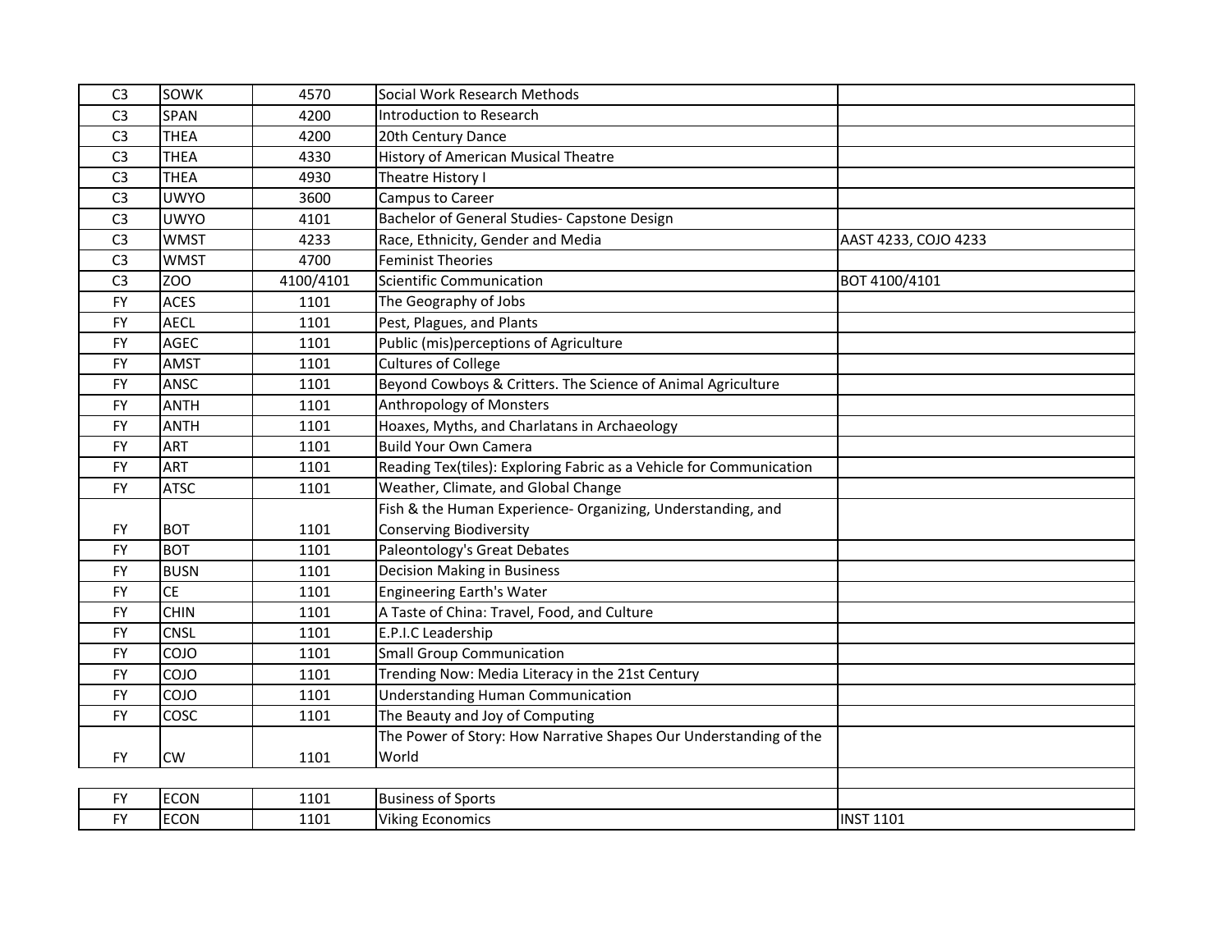| | | | | |
|---|---|---|---|---|
| C3 | SOWK | 4570 | Social Work Research Methods | |
| C3 | SPAN | 4200 | Introduction to Research | |
| C3 | THEA | 4200 | 20th Century Dance | |
| C3 | THEA | 4330 | History of American Musical Theatre | |
| C3 | THEA | 4930 | Theatre History I | |
| C3 | UWYO | 3600 | Campus to Career | |
| C3 | UWYO | 4101 | Bachelor of General Studies- Capstone Design | |
| C3 | WMST | 4233 | Race, Ethnicity, Gender and Media | AAST 4233, COJO 4233 |
| C3 | WMST | 4700 | Feminist Theories | |
| C3 | ZOO | 4100/4101 | Scientific Communication | BOT 4100/4101 |
| FY | ACES | 1101 | The Geography of Jobs | |
| FY | AECL | 1101 | Pest, Plagues, and Plants | |
| FY | AGEC | 1101 | Public (mis)perceptions of Agriculture | |
| FY | AMST | 1101 | Cultures of College | |
| FY | ANSC | 1101 | Beyond Cowboys & Critters. The Science of Animal Agriculture | |
| FY | ANTH | 1101 | Anthropology of Monsters | |
| FY | ANTH | 1101 | Hoaxes, Myths, and Charlatans in Archaeology | |
| FY | ART | 1101 | Build Your Own Camera | |
| FY | ART | 1101 | Reading Tex(tiles): Exploring Fabric as a Vehicle for Communication | |
| FY | ATSC | 1101 | Weather, Climate, and Global Change | |
| FY | BOT | 1101 | Fish & the Human Experience- Organizing, Understanding, and Conserving Biodiversity | |
| FY | BOT | 1101 | Paleontology's Great Debates | |
| FY | BUSN | 1101 | Decision Making in Business | |
| FY | CE | 1101 | Engineering Earth's Water | |
| FY | CHIN | 1101 | A Taste of China: Travel, Food, and Culture | |
| FY | CNSL | 1101 | E.P.I.C Leadership | |
| FY | COJO | 1101 | Small Group Communication | |
| FY | COJO | 1101 | Trending Now: Media Literacy in the 21st Century | |
| FY | COJO | 1101 | Understanding Human Communication | |
| FY | COSC | 1101 | The Beauty and Joy of Computing | |
| FY | CW | 1101 | The Power of Story: How Narrative Shapes Our Understanding of the World | |
| | | | | |
| FY | ECON | 1101 | Business of Sports | |
| FY | ECON | 1101 | Viking Economics | INST 1101 |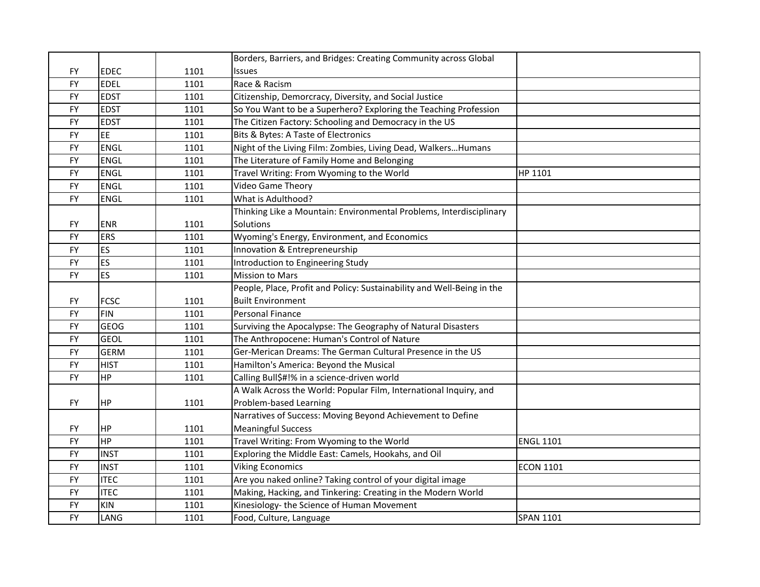| | | | | |
|---|---|---|---|---|
| FY | EDEC | 1101 | Borders, Barriers, and Bridges: Creating Community across Global Issues | |
| FY | EDEL | 1101 | Race & Racism | |
| FY | EDST | 1101 | Citizenship, Demorcracy, Diversity, and Social Justice | |
| FY | EDST | 1101 | So You Want to be a Superhero? Exploring the Teaching Profession | |
| FY | EDST | 1101 | The Citizen Factory: Schooling and Democracy in the US | |
| FY | EE | 1101 | Bits & Bytes: A Taste of Electronics | |
| FY | ENGL | 1101 | Night of the Living Film: Zombies, Living Dead, Walkers…Humans | |
| FY | ENGL | 1101 | The Literature of Family Home and Belonging | |
| FY | ENGL | 1101 | Travel Writing: From Wyoming to the World | HP 1101 |
| FY | ENGL | 1101 | Video Game Theory | |
| FY | ENGL | 1101 | What is Adulthood? | |
| FY | ENR | 1101 | Thinking Like a Mountain: Environmental Problems, Interdisciplinary Solutions | |
| FY | ERS | 1101 | Wyoming's Energy, Environment, and Economics | |
| FY | ES | 1101 | Innovation & Entrepreneurship | |
| FY | ES | 1101 | Introduction to Engineering Study | |
| FY | ES | 1101 | Mission to Mars | |
| FY | FCSC | 1101 | People, Place, Profit and Policy: Sustainability and Well-Being in the Built Environment | |
| FY | FIN | 1101 | Personal Finance | |
| FY | GEOG | 1101 | Surviving the Apocalypse: The Geography of Natural Disasters | |
| FY | GEOL | 1101 | The Anthropocene: Human's Control of Nature | |
| FY | GERM | 1101 | Ger-Merican Dreams: The German Cultural Presence in the US | |
| FY | HIST | 1101 | Hamilton's America: Beyond the Musical | |
| FY | HP | 1101 | Calling Bull$#!% in a science-driven world | |
| FY | HP | 1101 | A Walk Across the World: Popular Film, International Inquiry, and Problem-based Learning | |
| FY | HP | 1101 | Narratives of Success: Moving Beyond Achievement to Define Meaningful Success | |
| FY | HP | 1101 | Travel Writing: From Wyoming to the World | ENGL 1101 |
| FY | INST | 1101 | Exploring the Middle East: Camels, Hookahs, and Oil | |
| FY | INST | 1101 | Viking Economics | ECON 1101 |
| FY | ITEC | 1101 | Are you naked online? Taking control of your digital image | |
| FY | ITEC | 1101 | Making, Hacking, and Tinkering: Creating in the Modern World | |
| FY | KIN | 1101 | Kinesiology- the Science of Human Movement | |
| FY | LANG | 1101 | Food, Culture, Language | SPAN 1101 |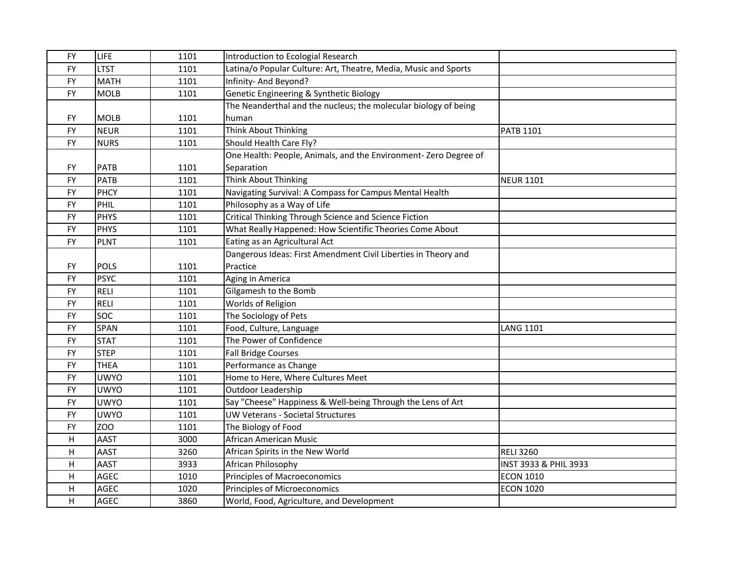| | | | | |
|---|---|---|---|---|
| FY | LIFE | 1101 | Introduction to Ecological Research | |
| FY | LTST | 1101 | Latina/o Popular Culture: Art, Theatre, Media, Music and Sports | |
| FY | MATH | 1101 | Infinity- And Beyond? | |
| FY | MOLB | 1101 | Genetic Engineering & Synthetic Biology | |
| FY | MOLB | 1101 | The Neanderthal and the nucleus; the molecular biology of being human | |
| FY | NEUR | 1101 | Think About Thinking | PATB 1101 |
| FY | NURS | 1101 | Should Health Care Fly? | |
| FY | PATB | 1101 | One Health: People, Animals, and the Environment- Zero Degree of Separation | |
| FY | PATB | 1101 | Think About Thinking | NEUR 1101 |
| FY | PHCY | 1101 | Navigating Survival: A Compass for Campus Mental Health | |
| FY | PHIL | 1101 | Philosophy as a Way of Life | |
| FY | PHYS | 1101 | Critical Thinking Through Science and Science Fiction | |
| FY | PHYS | 1101 | What Really Happened: How Scientific Theories Come About | |
| FY | PLNT | 1101 | Eating as an Agricultural Act | |
| FY | POLS | 1101 | Dangerous Ideas: First Amendment Civil Liberties in Theory and Practice | |
| FY | PSYC | 1101 | Aging in America | |
| FY | RELI | 1101 | Gilgamesh to the Bomb | |
| FY | RELI | 1101 | Worlds of Religion | |
| FY | SOC | 1101 | The Sociology of Pets | |
| FY | SPAN | 1101 | Food, Culture, Language | LANG 1101 |
| FY | STAT | 1101 | The Power of Confidence | |
| FY | STEP | 1101 | Fall Bridge Courses | |
| FY | THEA | 1101 | Performance as Change | |
| FY | UWYO | 1101 | Home to Here, Where Cultures Meet | |
| FY | UWYO | 1101 | Outdoor Leadership | |
| FY | UWYO | 1101 | Say "Cheese" Happiness & Well-being Through the Lens of Art | |
| FY | UWYO | 1101 | UW Veterans - Societal Structures | |
| FY | ZOO | 1101 | The Biology of Food | |
| H | AAST | 3000 | African American Music | |
| H | AAST | 3260 | African Spirits in the New World | RELI 3260 |
| H | AAST | 3933 | African Philosophy | INST 3933 & PHIL 3933 |
| H | AGEC | 1010 | Principles of Macroeconomics | ECON 1010 |
| H | AGEC | 1020 | Principles of Microeconomics | ECON 1020 |
| H | AGEC | 3860 | World, Food, Agriculture, and Development | |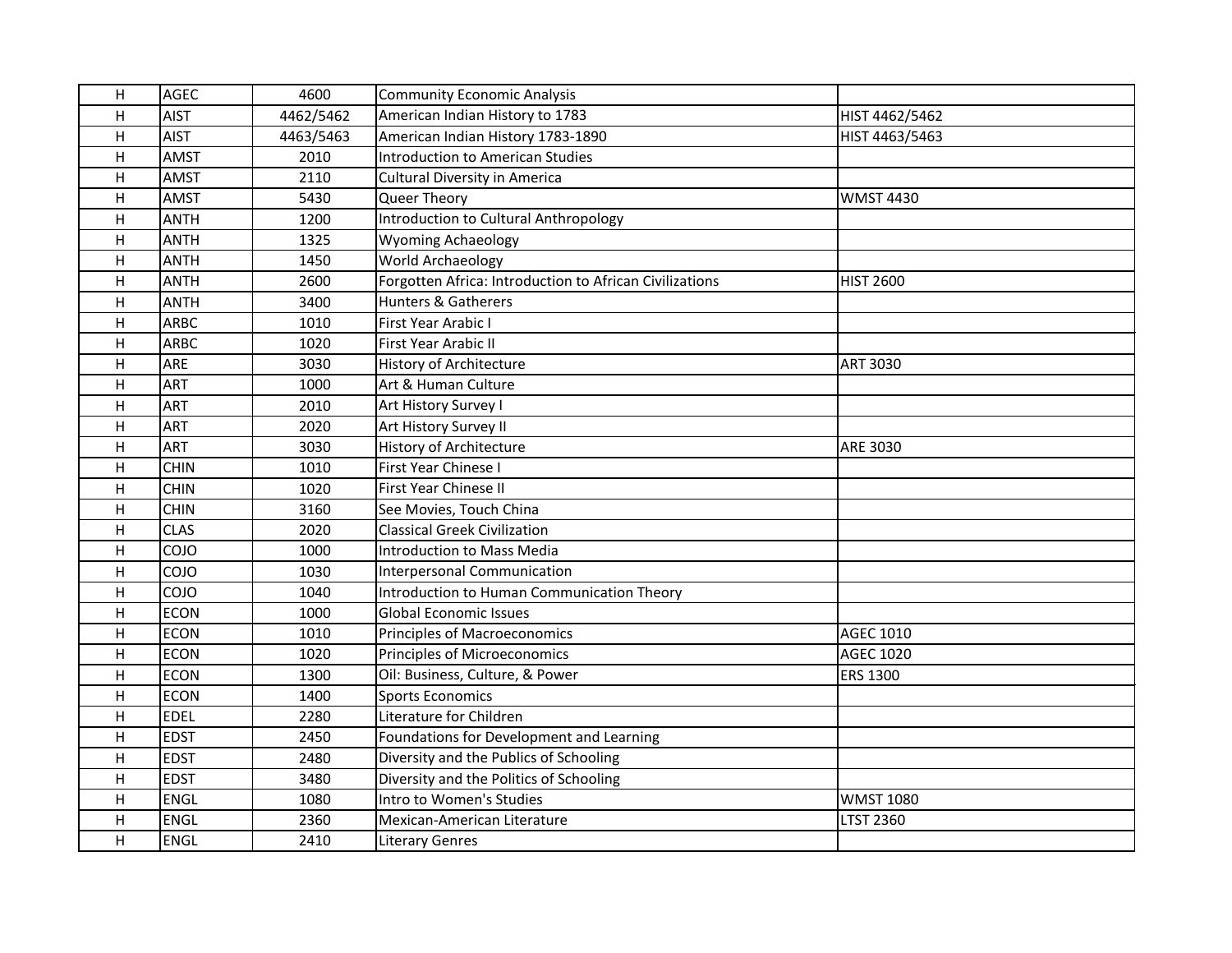| | | | | |
|---|---|---|---|---|
| H | AGEC | 4600 | Community Economic Analysis | |
| H | AIST | 4462/5462 | American Indian History to 1783 | HIST 4462/5462 |
| H | AIST | 4463/5463 | American Indian History 1783-1890 | HIST 4463/5463 |
| H | AMST | 2010 | Introduction to American Studies | |
| H | AMST | 2110 | Cultural Diversity in America | |
| H | AMST | 5430 | Queer Theory | WMST 4430 |
| H | ANTH | 1200 | Introduction to Cultural Anthropology | |
| H | ANTH | 1325 | Wyoming Achaeology | |
| H | ANTH | 1450 | World Archaeology | |
| H | ANTH | 2600 | Forgotten Africa: Introduction to African Civilizations | HIST 2600 |
| H | ANTH | 3400 | Hunters & Gatherers | |
| H | ARBC | 1010 | First Year Arabic I | |
| H | ARBC | 1020 | First Year Arabic II | |
| H | ARE | 3030 | History of Architecture | ART 3030 |
| H | ART | 1000 | Art & Human Culture | |
| H | ART | 2010 | Art History Survey I | |
| H | ART | 2020 | Art History Survey II | |
| H | ART | 3030 | History of Architecture | ARE 3030 |
| H | CHIN | 1010 | First Year Chinese I | |
| H | CHIN | 1020 | First Year Chinese II | |
| H | CHIN | 3160 | See Movies, Touch China | |
| H | CLAS | 2020 | Classical Greek Civilization | |
| H | COJO | 1000 | Introduction to Mass Media | |
| H | COJO | 1030 | Interpersonal Communication | |
| H | COJO | 1040 | Introduction to Human Communication Theory | |
| H | ECON | 1000 | Global Economic Issues | |
| H | ECON | 1010 | Principles of Macroeconomics | AGEC 1010 |
| H | ECON | 1020 | Principles of Microeconomics | AGEC 1020 |
| H | ECON | 1300 | Oil: Business, Culture, & Power | ERS 1300 |
| H | ECON | 1400 | Sports Economics | |
| H | EDEL | 2280 | Literature for Children | |
| H | EDST | 2450 | Foundations for Development and Learning | |
| H | EDST | 2480 | Diversity and the Publics of Schooling | |
| H | EDST | 3480 | Diversity and the Politics of Schooling | |
| H | ENGL | 1080 | Intro to Women's Studies | WMST 1080 |
| H | ENGL | 2360 | Mexican-American Literature | LTST 2360 |
| H | ENGL | 2410 | Literary Genres | |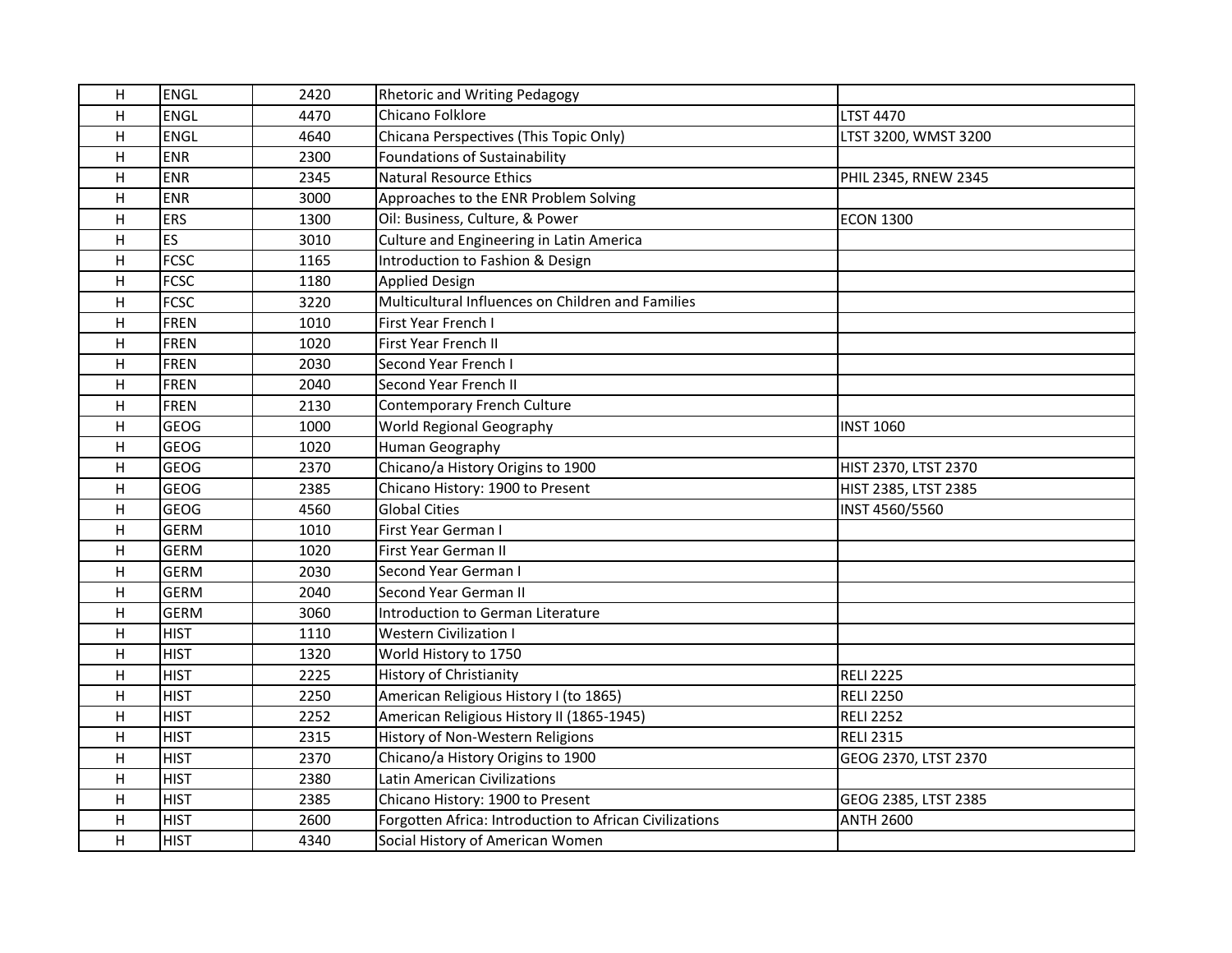| H | ENGL | 2420 | Rhetoric and Writing Pedagogy | |
|---|---|---|---|---|
| H | ENGL | 4470 | Chicano Folklore | LTST 4470 |
| H | ENGL | 4640 | Chicana Perspectives (This Topic Only) | LTST 3200, WMST 3200 |
| H | ENR | 2300 | Foundations of Sustainability | |
| H | ENR | 2345 | Natural Resource Ethics | PHIL 2345, RNEW 2345 |
| H | ENR | 3000 | Approaches to the ENR Problem Solving | |
| H | ERS | 1300 | Oil: Business, Culture, & Power | ECON 1300 |
| H | ES | 3010 | Culture and Engineering in Latin America | |
| H | FCSC | 1165 | Introduction to Fashion & Design | |
| H | FCSC | 1180 | Applied Design | |
| H | FCSC | 3220 | Multicultural Influences on Children and Families | |
| H | FREN | 1010 | First Year French I | |
| H | FREN | 1020 | First Year French II | |
| H | FREN | 2030 | Second Year French I | |
| H | FREN | 2040 | Second Year French II | |
| H | FREN | 2130 | Contemporary French Culture | |
| H | GEOG | 1000 | World Regional Geography | INST 1060 |
| H | GEOG | 1020 | Human Geography | |
| H | GEOG | 2370 | Chicano/a History Origins to 1900 | HIST 2370, LTST 2370 |
| H | GEOG | 2385 | Chicano History: 1900 to Present | HIST 2385, LTST 2385 |
| H | GEOG | 4560 | Global Cities | INST 4560/5560 |
| H | GERM | 1010 | First Year German I | |
| H | GERM | 1020 | First Year German II | |
| H | GERM | 2030 | Second Year German I | |
| H | GERM | 2040 | Second Year German II | |
| H | GERM | 3060 | Introduction to German Literature | |
| H | HIST | 1110 | Western Civilization I | |
| H | HIST | 1320 | World History to 1750 | |
| H | HIST | 2225 | History of Christianity | RELI 2225 |
| H | HIST | 2250 | American Religious History I (to 1865) | RELI 2250 |
| H | HIST | 2252 | American Religious History II (1865-1945) | RELI 2252 |
| H | HIST | 2315 | History of Non-Western Religions | RELI 2315 |
| H | HIST | 2370 | Chicano/a History Origins to 1900 | GEOG 2370, LTST 2370 |
| H | HIST | 2380 | Latin American Civilizations | |
| H | HIST | 2385 | Chicano History: 1900 to Present | GEOG 2385, LTST 2385 |
| H | HIST | 2600 | Forgotten Africa: Introduction to African Civilizations | ANTH 2600 |
| H | HIST | 4340 | Social History of American Women | |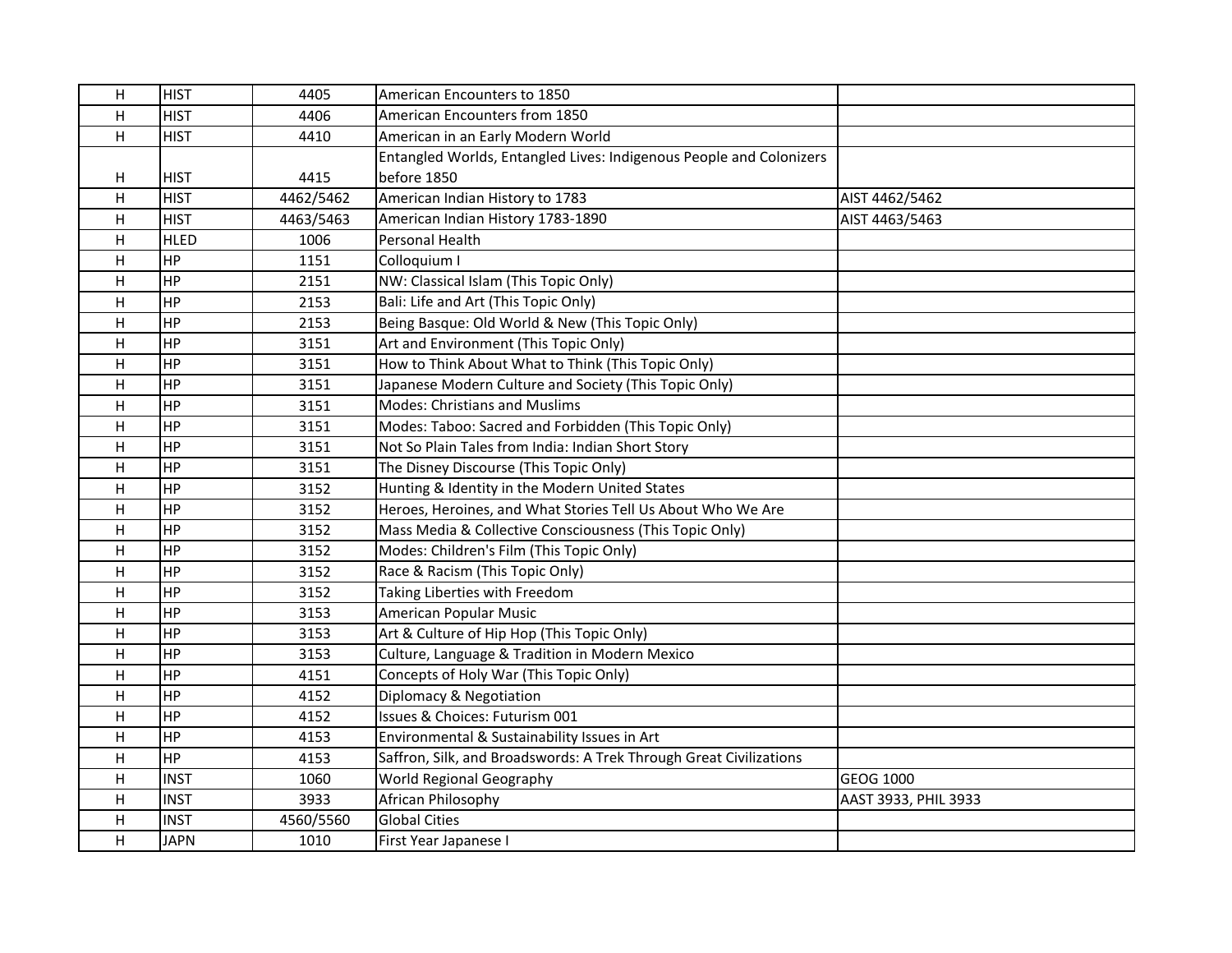| | | | | |
|---|---|---|---|---|
| H | HIST | 4405 | American Encounters to 1850 | |
| H | HIST | 4406 | American Encounters from 1850 | |
| H | HIST | 4410 | American in an Early Modern World | |
| H | HIST | 4415 | Entangled Worlds, Entangled Lives: Indigenous People and Colonizers before 1850 | |
| H | HIST | 4462/5462 | American Indian History to 1783 | AIST 4462/5462 |
| H | HIST | 4463/5463 | American Indian History 1783-1890 | AIST 4463/5463 |
| H | HLED | 1006 | Personal Health | |
| H | HP | 1151 | Colloquium I | |
| H | HP | 2151 | NW: Classical Islam (This Topic Only) | |
| H | HP | 2153 | Bali: Life and Art (This Topic Only) | |
| H | HP | 2153 | Being Basque: Old World & New (This Topic Only) | |
| H | HP | 3151 | Art and Environment (This Topic Only) | |
| H | HP | 3151 | How to Think About What to Think (This Topic Only) | |
| H | HP | 3151 | Japanese Modern Culture and Society (This Topic Only) | |
| H | HP | 3151 | Modes: Christians and Muslims | |
| H | HP | 3151 | Modes: Taboo: Sacred and Forbidden (This Topic Only) | |
| H | HP | 3151 | Not So Plain Tales from India: Indian Short Story | |
| H | HP | 3151 | The Disney Discourse (This Topic Only) | |
| H | HP | 3152 | Hunting & Identity in the Modern United States | |
| H | HP | 3152 | Heroes, Heroines, and What Stories Tell Us About Who We Are | |
| H | HP | 3152 | Mass Media & Collective Consciousness (This Topic Only) | |
| H | HP | 3152 | Modes: Children's Film (This Topic Only) | |
| H | HP | 3152 | Race & Racism (This Topic Only) | |
| H | HP | 3152 | Taking Liberties with Freedom | |
| H | HP | 3153 | American Popular Music | |
| H | HP | 3153 | Art & Culture of Hip Hop (This Topic Only) | |
| H | HP | 3153 | Culture, Language & Tradition in Modern Mexico | |
| H | HP | 4151 | Concepts of Holy War (This Topic Only) | |
| H | HP | 4152 | Diplomacy & Negotiation | |
| H | HP | 4152 | Issues & Choices: Futurism 001 | |
| H | HP | 4153 | Environmental & Sustainability Issues in Art | |
| H | HP | 4153 | Saffron, Silk, and Broadswords: A Trek Through Great Civilizations | |
| H | INST | 1060 | World Regional Geography | GEOG 1000 |
| H | INST | 3933 | African Philosophy | AAST 3933, PHIL 3933 |
| H | INST | 4560/5560 | Global Cities | |
| H | JAPN | 1010 | First Year Japanese I | |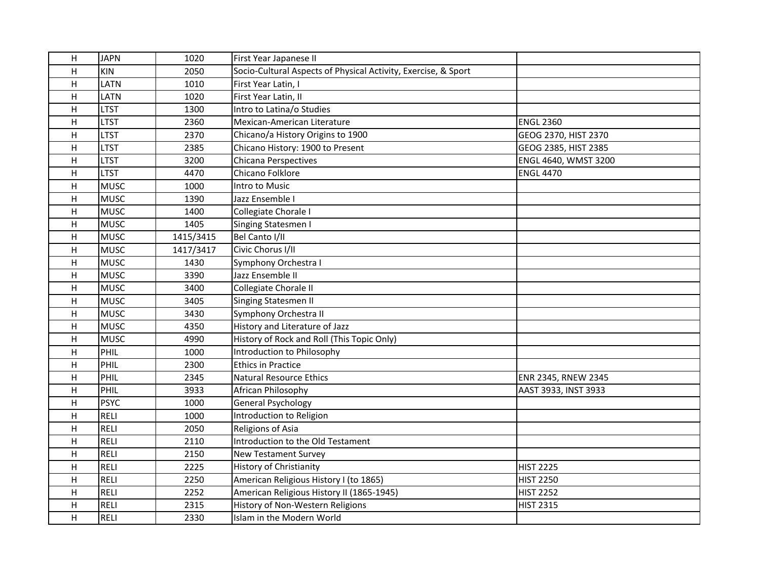| | | | | |
|---|---|---|---|---|
| H | JAPN | 1020 | First Year Japanese II | |
| H | KIN | 2050 | Socio-Cultural Aspects of Physical Activity, Exercise, & Sport | |
| H | LATN | 1010 | First Year Latin, I | |
| H | LATN | 1020 | First Year Latin, II | |
| H | LTST | 1300 | Intro to Latina/o Studies | |
| H | LTST | 2360 | Mexican-American Literature | ENGL 2360 |
| H | LTST | 2370 | Chicano/a History Origins to 1900 | GEOG 2370, HIST 2370 |
| H | LTST | 2385 | Chicano History: 1900 to Present | GEOG 2385, HIST 2385 |
| H | LTST | 3200 | Chicana Perspectives | ENGL 4640, WMST 3200 |
| H | LTST | 4470 | Chicano Folklore | ENGL 4470 |
| H | MUSC | 1000 | Intro to Music | |
| H | MUSC | 1390 | Jazz Ensemble I | |
| H | MUSC | 1400 | Collegiate Chorale I | |
| H | MUSC | 1405 | Singing Statesmen I | |
| H | MUSC | 1415/3415 | Bel Canto I/II | |
| H | MUSC | 1417/3417 | Civic Chorus I/II | |
| H | MUSC | 1430 | Symphony Orchestra I | |
| H | MUSC | 3390 | Jazz Ensemble II | |
| H | MUSC | 3400 | Collegiate Chorale II | |
| H | MUSC | 3405 | Singing Statesmen II | |
| H | MUSC | 3430 | Symphony Orchestra II | |
| H | MUSC | 4350 | History and Literature of Jazz | |
| H | MUSC | 4990 | History of Rock and Roll (This Topic Only) | |
| H | PHIL | 1000 | Introduction to Philosophy | |
| H | PHIL | 2300 | Ethics in Practice | |
| H | PHIL | 2345 | Natural Resource Ethics | ENR 2345, RNEW 2345 |
| H | PHIL | 3933 | African Philosophy | AAST 3933, INST 3933 |
| H | PSYC | 1000 | General Psychology | |
| H | RELI | 1000 | Introduction to Religion | |
| H | RELI | 2050 | Religions of Asia | |
| H | RELI | 2110 | Introduction to the Old Testament | |
| H | RELI | 2150 | New Testament Survey | |
| H | RELI | 2225 | History of Christianity | HIST 2225 |
| H | RELI | 2250 | American Religious History I (to 1865) | HIST 2250 |
| H | RELI | 2252 | American Religious History II (1865-1945) | HIST 2252 |
| H | RELI | 2315 | History of Non-Western Religions | HIST 2315 |
| H | RELI | 2330 | Islam in the Modern World | |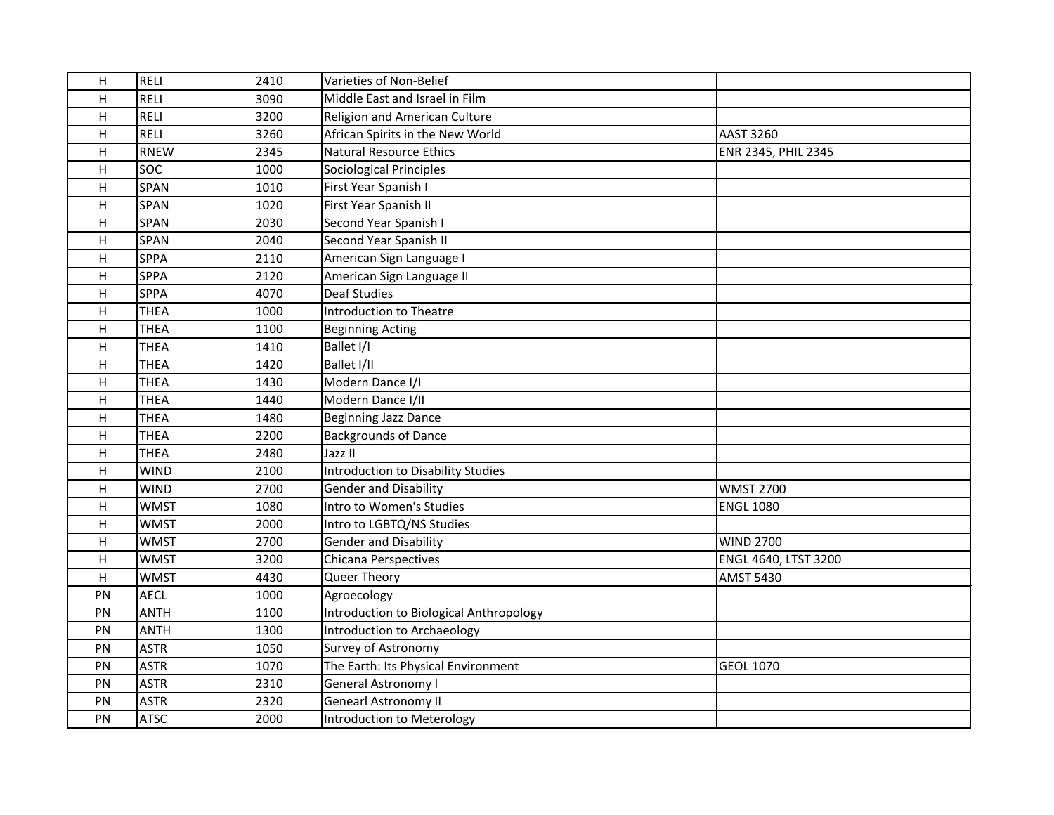| H | RELI | 2410 | Varieties of Non-Belief | |
|---|---|---|---|---|
| H | RELI | 3090 | Middle East and Israel in Film | |
| H | RELI | 3200 | Religion and American Culture | |
| H | RELI | 3260 | African Spirits in the New World | AAST 3260 |
| H | RNEW | 2345 | Natural Resource Ethics | ENR 2345, PHIL 2345 |
| H | SOC | 1000 | Sociological Principles | |
| H | SPAN | 1010 | First Year Spanish I | |
| H | SPAN | 1020 | First Year Spanish II | |
| H | SPAN | 2030 | Second Year Spanish I | |
| H | SPAN | 2040 | Second Year Spanish II | |
| H | SPPA | 2110 | American Sign Language I | |
| H | SPPA | 2120 | American Sign Language II | |
| H | SPPA | 4070 | Deaf Studies | |
| H | THEA | 1000 | Introduction to Theatre | |
| H | THEA | 1100 | Beginning Acting | |
| H | THEA | 1410 | Ballet I/I | |
| H | THEA | 1420 | Ballet I/II | |
| H | THEA | 1430 | Modern Dance I/I | |
| H | THEA | 1440 | Modern Dance I/II | |
| H | THEA | 1480 | Beginning Jazz Dance | |
| H | THEA | 2200 | Backgrounds of Dance | |
| H | THEA | 2480 | Jazz II | |
| H | WIND | 2100 | Introduction to Disability Studies | |
| H | WIND | 2700 | Gender and Disability | WMST 2700 |
| H | WMST | 1080 | Intro to Women's Studies | ENGL 1080 |
| H | WMST | 2000 | Intro to LGBTQ/NS Studies | |
| H | WMST | 2700 | Gender and Disability | WIND 2700 |
| H | WMST | 3200 | Chicana Perspectives | ENGL 4640, LTST 3200 |
| H | WMST | 4430 | Queer Theory | AMST 5430 |
| PN | AECL | 1000 | Agroecology | |
| PN | ANTH | 1100 | Introduction to Biological Anthropology | |
| PN | ANTH | 1300 | Introduction to Archaeology | |
| PN | ASTR | 1050 | Survey of Astronomy | |
| PN | ASTR | 1070 | The Earth: Its Physical Environment | GEOL 1070 |
| PN | ASTR | 2310 | General Astronomy I | |
| PN | ASTR | 2320 | Genearl Astronomy II | |
| PN | ATSC | 2000 | Introduction to Meterology | |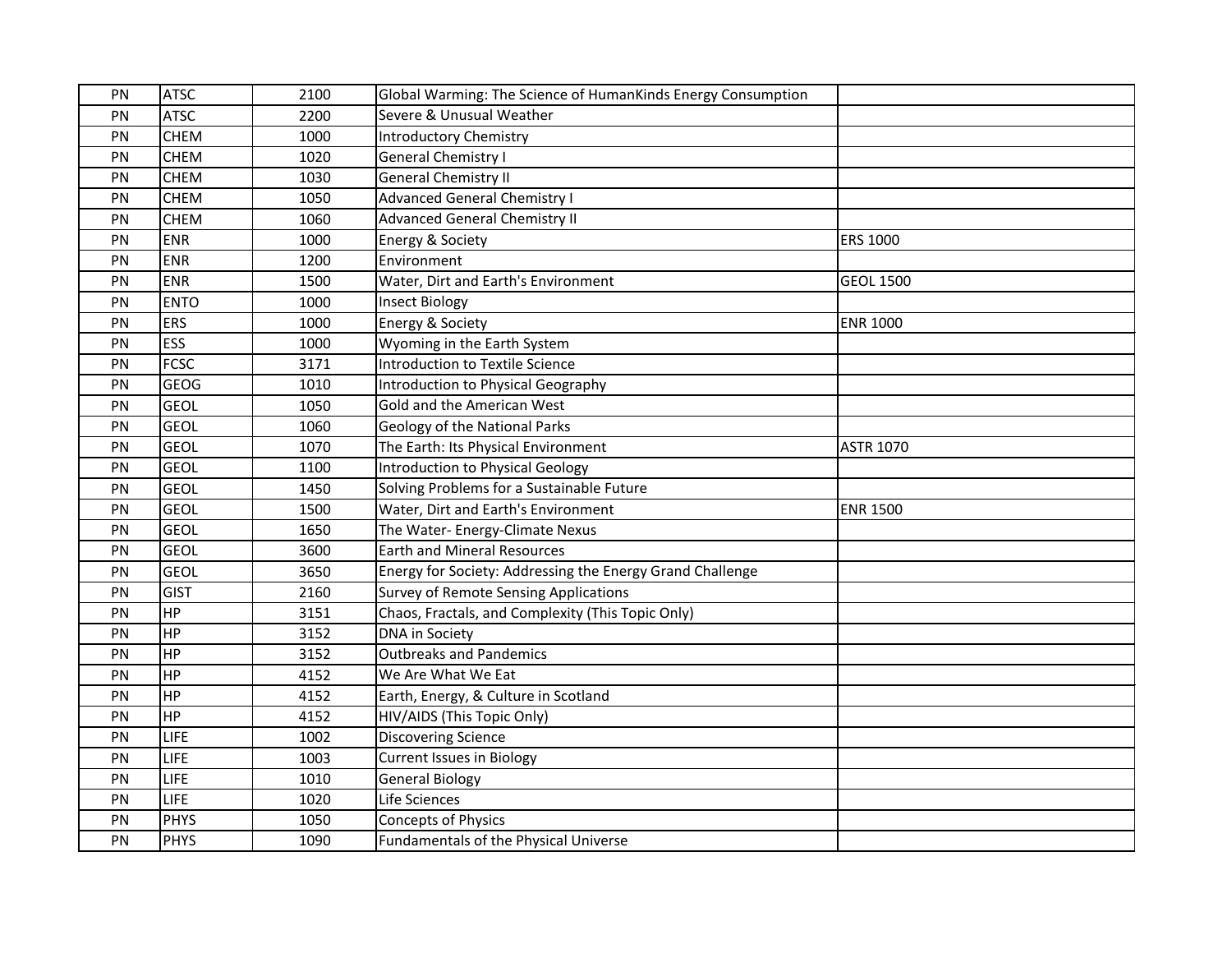| | | | | |
|---|---|---|---|---|
| PN | ATSC | 2100 | Global Warming: The Science of HumanKinds Energy Consumption | |
| PN | ATSC | 2200 | Severe & Unusual Weather | |
| PN | CHEM | 1000 | Introductory Chemistry | |
| PN | CHEM | 1020 | General Chemistry I | |
| PN | CHEM | 1030 | General Chemistry II | |
| PN | CHEM | 1050 | Advanced General Chemistry I | |
| PN | CHEM | 1060 | Advanced General Chemistry II | |
| PN | ENR | 1000 | Energy & Society | ERS 1000 |
| PN | ENR | 1200 | Environment | |
| PN | ENR | 1500 | Water, Dirt and Earth's Environment | GEOL 1500 |
| PN | ENTO | 1000 | Insect Biology | |
| PN | ERS | 1000 | Energy & Society | ENR 1000 |
| PN | ESS | 1000 | Wyoming in the Earth System | |
| PN | FCSC | 3171 | Introduction to Textile Science | |
| PN | GEOG | 1010 | Introduction to Physical Geography | |
| PN | GEOL | 1050 | Gold and the American West | |
| PN | GEOL | 1060 | Geology of the National Parks | |
| PN | GEOL | 1070 | The Earth: Its Physical Environment | ASTR 1070 |
| PN | GEOL | 1100 | Introduction to Physical Geology | |
| PN | GEOL | 1450 | Solving Problems for a Sustainable Future | |
| PN | GEOL | 1500 | Water, Dirt and Earth's Environment | ENR 1500 |
| PN | GEOL | 1650 | The Water- Energy-Climate Nexus | |
| PN | GEOL | 3600 | Earth and Mineral Resources | |
| PN | GEOL | 3650 | Energy for Society: Addressing the Energy Grand Challenge | |
| PN | GIST | 2160 | Survey of Remote Sensing Applications | |
| PN | HP | 3151 | Chaos, Fractals, and Complexity (This Topic Only) | |
| PN | HP | 3152 | DNA in Society | |
| PN | HP | 3152 | Outbreaks and Pandemics | |
| PN | HP | 4152 | We Are What We Eat | |
| PN | HP | 4152 | Earth, Energy, & Culture in Scotland | |
| PN | HP | 4152 | HIV/AIDS (This Topic Only) | |
| PN | LIFE | 1002 | Discovering Science | |
| PN | LIFE | 1003 | Current Issues in Biology | |
| PN | LIFE | 1010 | General Biology | |
| PN | LIFE | 1020 | Life Sciences | |
| PN | PHYS | 1050 | Concepts of Physics | |
| PN | PHYS | 1090 | Fundamentals of the Physical Universe | |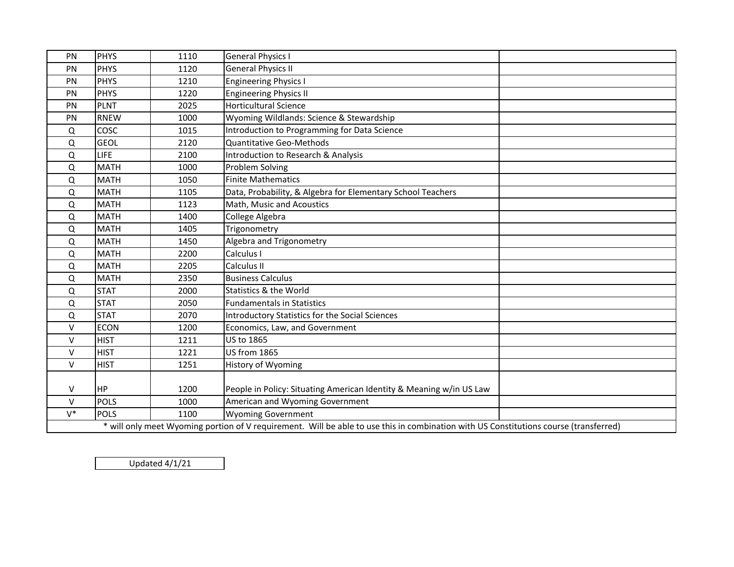| | | | | |
|---|---|---|---|---|
| PN | PHYS | 1110 | General Physics I | |
| PN | PHYS | 1120 | General Physics II | |
| PN | PHYS | 1210 | Engineering Physics I | |
| PN | PHYS | 1220 | Engineering Physics II | |
| PN | PLNT | 2025 | Horticultural Science | |
| PN | RNEW | 1000 | Wyoming Wildlands: Science & Stewardship | |
| Q | COSC | 1015 | Introduction to Programming for Data Science | |
| Q | GEOL | 2120 | Quantitative Geo-Methods | |
| Q | LIFE | 2100 | Introduction to Research & Analysis | |
| Q | MATH | 1000 | Problem Solving | |
| Q | MATH | 1050 | Finite Mathematics | |
| Q | MATH | 1105 | Data, Probability, & Algebra for Elementary School Teachers | |
| Q | MATH | 1123 | Math, Music and Acoustics | |
| Q | MATH | 1400 | College Algebra | |
| Q | MATH | 1405 | Trigonometry | |
| Q | MATH | 1450 | Algebra and Trigonometry | |
| Q | MATH | 2200 | Calculus I | |
| Q | MATH | 2205 | Calculus II | |
| Q | MATH | 2350 | Business Calculus | |
| Q | STAT | 2000 | Statistics & the World | |
| Q | STAT | 2050 | Fundamentals in Statistics | |
| Q | STAT | 2070 | Introductory Statistics for the Social Sciences | |
| V | ECON | 1200 | Economics, Law, and Government | |
| V | HIST | 1211 | US to 1865 | |
| V | HIST | 1221 | US from 1865 | |
| V | HIST | 1251 | History of Wyoming | |
| V | HP | 1200 | People in Policy: Situating American Identity & Meaning w/in US Law | |
| V | POLS | 1000 | American and Wyoming Government | |
| V* | POLS | 1100 | Wyoming Government | |
| * will only meet Wyoming portion of V requirement. Will be able to use this in combination with US Constitutions course (transferred) | | | | |

Updated 4/1/21